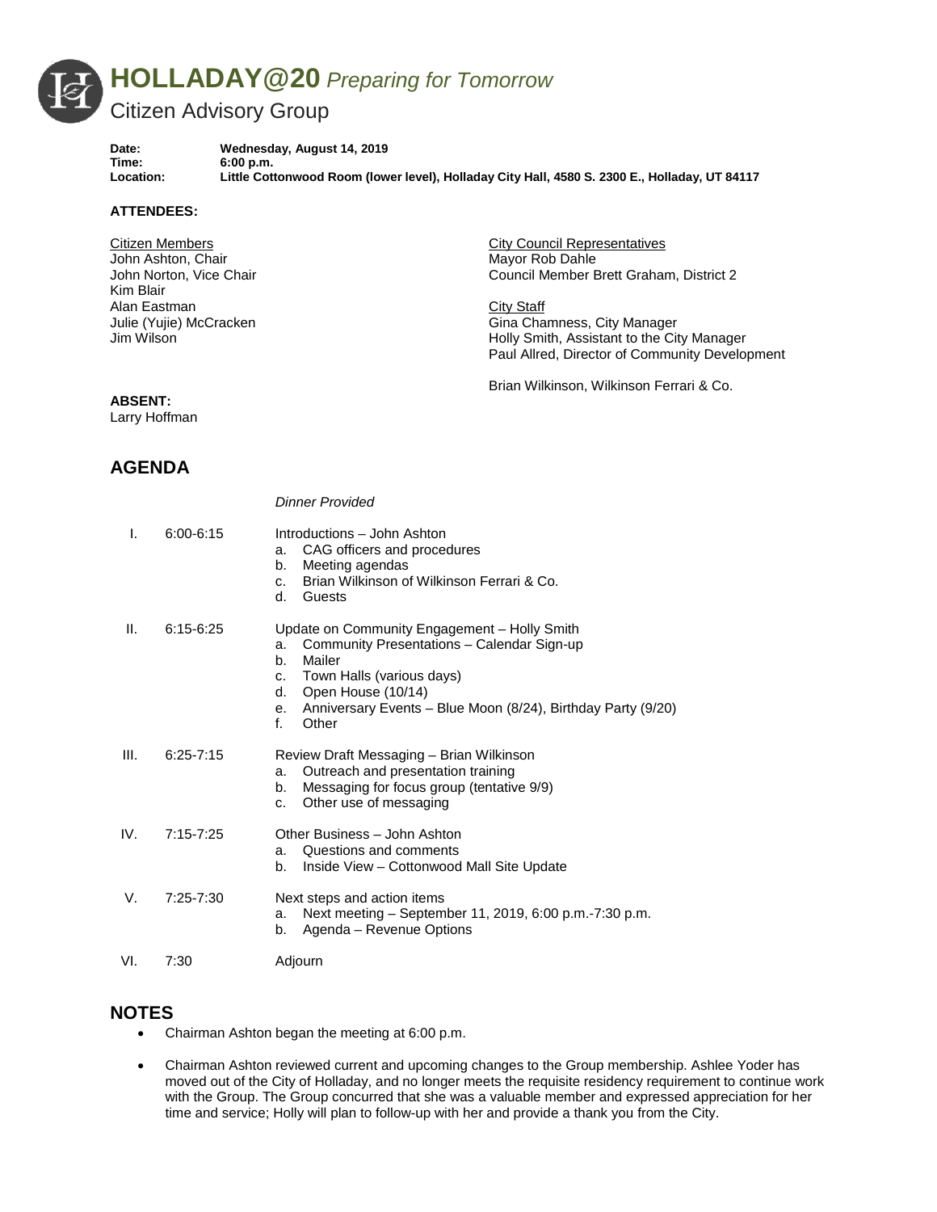# **HOLLADAY@20** *Preparing for Tomorrow*

## Citizen Advisory Group

**Date:** Wednesday, August 14, 2019
**Time:** 6:00 p.m.
**Location:** Little Cottonwood Room (lower level), Holladay City Hall, 4580 S. 2300 E., Holladay, UT 84117

**ATTENDEES:**

Citizen Members
John Ashton, Chair
John Norton, Vice Chair
Kim Blair
Alan Eastman
Julie (Yujie) McCracken
Jim Wilson

City Council Representatives
Mayor Rob Dahle
Council Member Brett Graham, District 2

City Staff
Gina Chamness, City Manager
Holly Smith, Assistant to the City Manager
Paul Allred, Director of Community Development

Brian Wilkinson, Wilkinson Ferrari & Co.

**ABSENT:**
Larry Hoffman

## AGENDA

*Dinner Provided*

| | | |
|---|---|---|
| I. | 6:00-6:15 | Introductions – John Ashton<br>a. CAG officers and procedures<br>b. Meeting agendas<br>c. Brian Wilkinson of Wilkinson Ferrari & Co.<br>d. Guests |
| II. | 6:15-6:25 | Update on Community Engagement – Holly Smith<br>a. Community Presentations – Calendar Sign-up<br>b. Mailer<br>c. Town Halls (various days)<br>d. Open House (10/14)<br>e. Anniversary Events – Blue Moon (8/24), Birthday Party (9/20)<br>f. Other |
| III. | 6:25-7:15 | Review Draft Messaging – Brian Wilkinson<br>a. Outreach and presentation training<br>b. Messaging for focus group (tentative 9/9)<br>c. Other use of messaging |
| IV. | 7:15-7:25 | Other Business – John Ashton<br>a. Questions and comments<br>b. Inside View – Cottonwood Mall Site Update |
| V. | 7:25-7:30 | Next steps and action items<br>a. Next meeting – September 11, 2019, 6:00 p.m.-7:30 p.m.<br>b. Agenda – Revenue Options |
| VI. | 7:30 | Adjourn |

## NOTES

- Chairman Ashton began the meeting at 6:00 p.m.
- Chairman Ashton reviewed current and upcoming changes to the Group membership. Ashlee Yoder has moved out of the City of Holladay, and no longer meets the requisite residency requirement to continue work with the Group. The Group concurred that she was a valuable member and expressed appreciation for her time and service; Holly will plan to follow-up with her and provide a thank you from the City.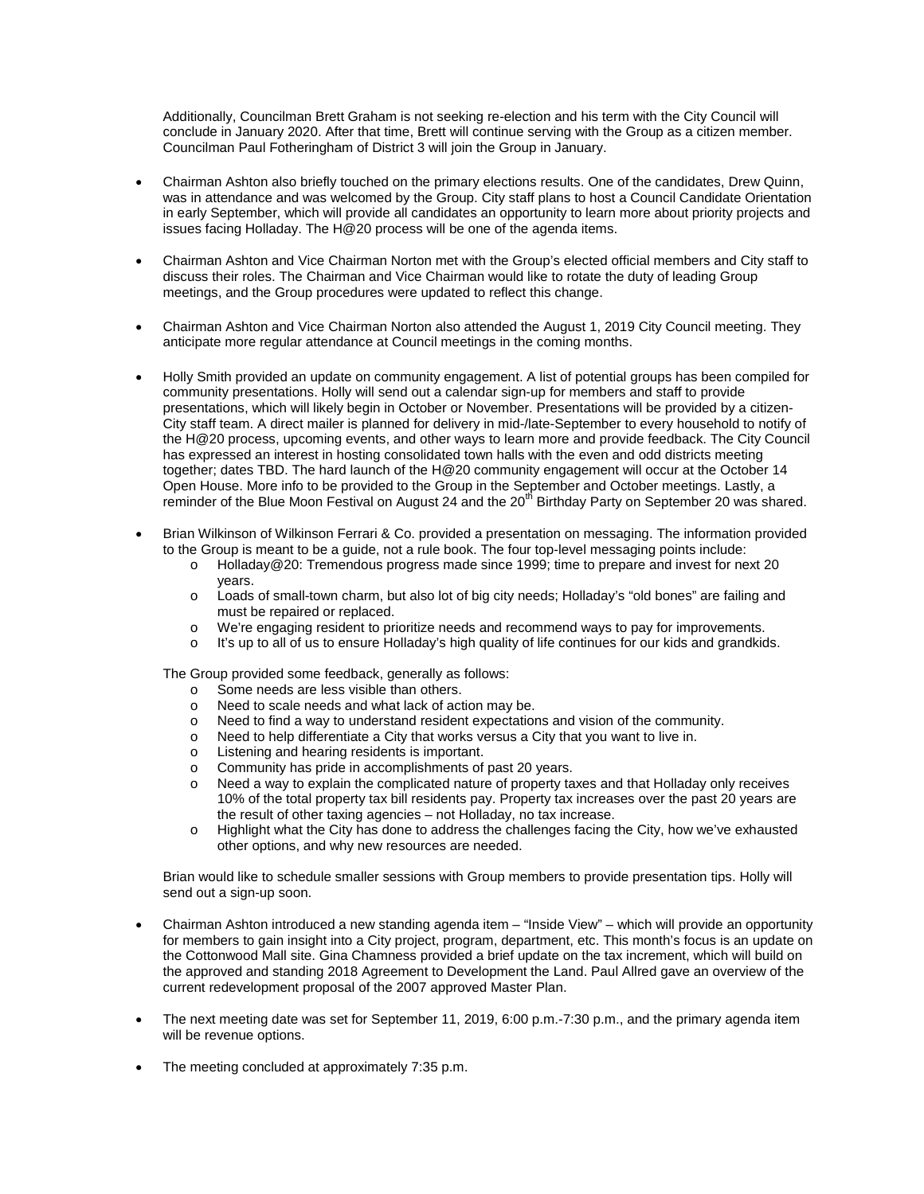Additionally, Councilman Brett Graham is not seeking re-election and his term with the City Council will conclude in January 2020. After that time, Brett will continue serving with the Group as a citizen member. Councilman Paul Fotheringham of District 3 will join the Group in January.

- Chairman Ashton also briefly touched on the primary elections results. One of the candidates, Drew Quinn, was in attendance and was welcomed by the Group. City staff plans to host a Council Candidate Orientation in early September, which will provide all candidates an opportunity to learn more about priority projects and issues facing Holladay. The H@20 process will be one of the agenda items.

- Chairman Ashton and Vice Chairman Norton met with the Group's elected official members and City staff to discuss their roles. The Chairman and Vice Chairman would like to rotate the duty of leading Group meetings, and the Group procedures were updated to reflect this change.

- Chairman Ashton and Vice Chairman Norton also attended the August 1, 2019 City Council meeting. They anticipate more regular attendance at Council meetings in the coming months.

- Holly Smith provided an update on community engagement. A list of potential groups has been compiled for community presentations. Holly will send out a calendar sign-up for members and staff to provide presentations, which will likely begin in October or November. Presentations will be provided by a citizen-City staff team. A direct mailer is planned for delivery in mid-/late-September to every household to notify of the H@20 process, upcoming events, and other ways to learn more and provide feedback. The City Council has expressed an interest in hosting consolidated town halls with the even and odd districts meeting together; dates TBD. The hard launch of the H@20 community engagement will occur at the October 14 Open House. More info to be provided to the Group in the September and October meetings. Lastly, a reminder of the Blue Moon Festival on August 24 and the 20th Birthday Party on September 20 was shared.

- Brian Wilkinson of Wilkinson Ferrari & Co. provided a presentation on messaging. The information provided to the Group is meant to be a guide, not a rule book. The four top-level messaging points include:
  - Holladay@20: Tremendous progress made since 1999; time to prepare and invest for next 20 years.
  - Loads of small-town charm, but also lot of big city needs; Holladay's "old bones" are failing and must be repaired or replaced.
  - We're engaging resident to prioritize needs and recommend ways to pay for improvements.
  - It's up to all of us to ensure Holladay's high quality of life continues for our kids and grandkids.

  The Group provided some feedback, generally as follows:
  - Some needs are less visible than others.
  - Need to scale needs and what lack of action may be.
  - Need to find a way to understand resident expectations and vision of the community.
  - Need to help differentiate a City that works versus a City that you want to live in.
  - Listening and hearing residents is important.
  - Community has pride in accomplishments of past 20 years.
  - Need a way to explain the complicated nature of property taxes and that Holladay only receives 10% of the total property tax bill residents pay. Property tax increases over the past 20 years are the result of other taxing agencies – not Holladay, no tax increase.
  - Highlight what the City has done to address the challenges facing the City, how we've exhausted other options, and why new resources are needed.

  Brian would like to schedule smaller sessions with Group members to provide presentation tips. Holly will send out a sign-up soon.

- Chairman Ashton introduced a new standing agenda item – "Inside View" – which will provide an opportunity for members to gain insight into a City project, program, department, etc. This month's focus is an update on the Cottonwood Mall site. Gina Chamness provided a brief update on the tax increment, which will build on the approved and standing 2018 Agreement to Development the Land. Paul Allred gave an overview of the current redevelopment proposal of the 2007 approved Master Plan.

- The next meeting date was set for September 11, 2019, 6:00 p.m.-7:30 p.m., and the primary agenda item will be revenue options.

- The meeting concluded at approximately 7:35 p.m.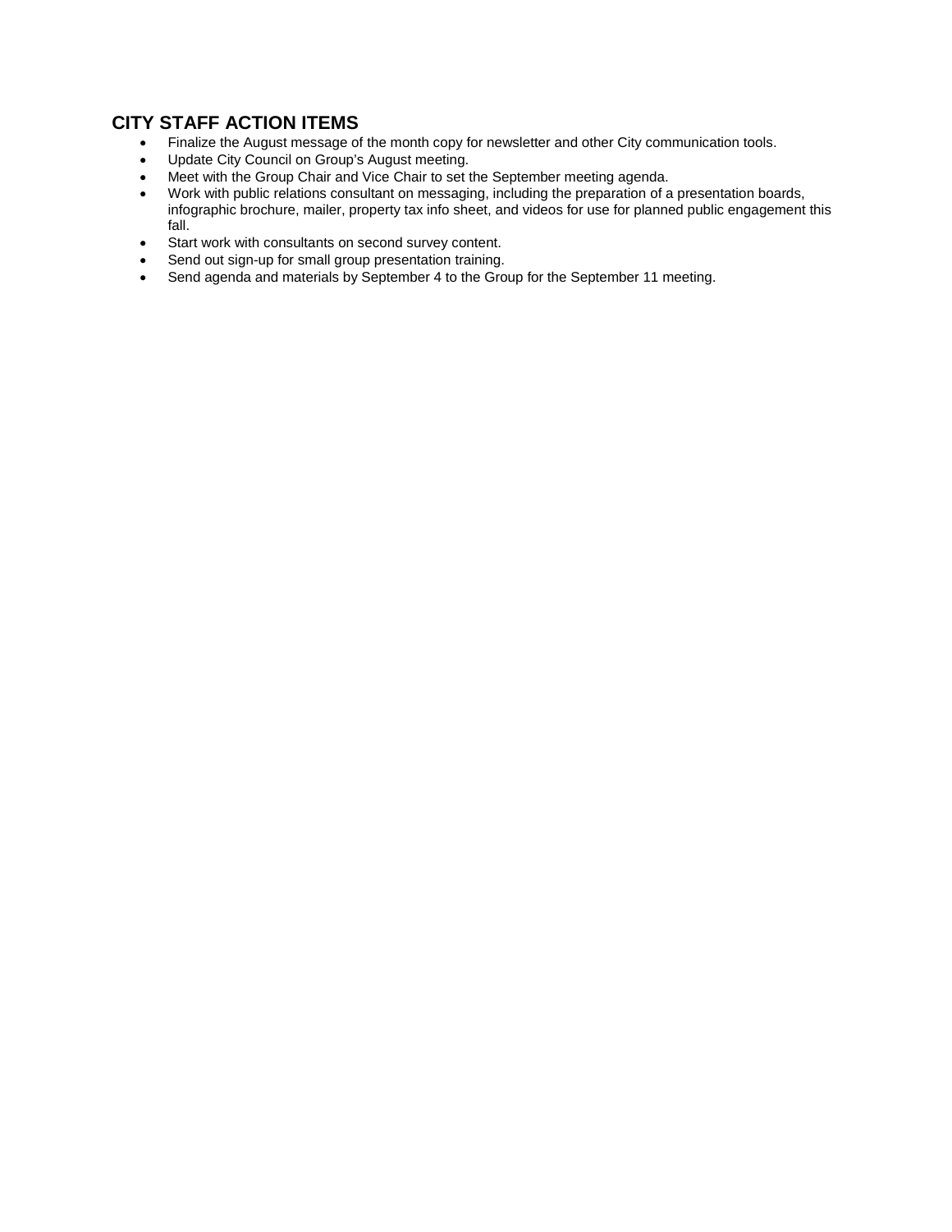## CITY STAFF ACTION ITEMS

- Finalize the August message of the month copy for newsletter and other City communication tools.
- Update City Council on Group's August meeting.
- Meet with the Group Chair and Vice Chair to set the September meeting agenda.
- Work with public relations consultant on messaging, including the preparation of a presentation boards, infographic brochure, mailer, property tax info sheet, and videos for use for planned public engagement this fall.
- Start work with consultants on second survey content.
- Send out sign-up for small group presentation training.
- Send agenda and materials by September 4 to the Group for the September 11 meeting.